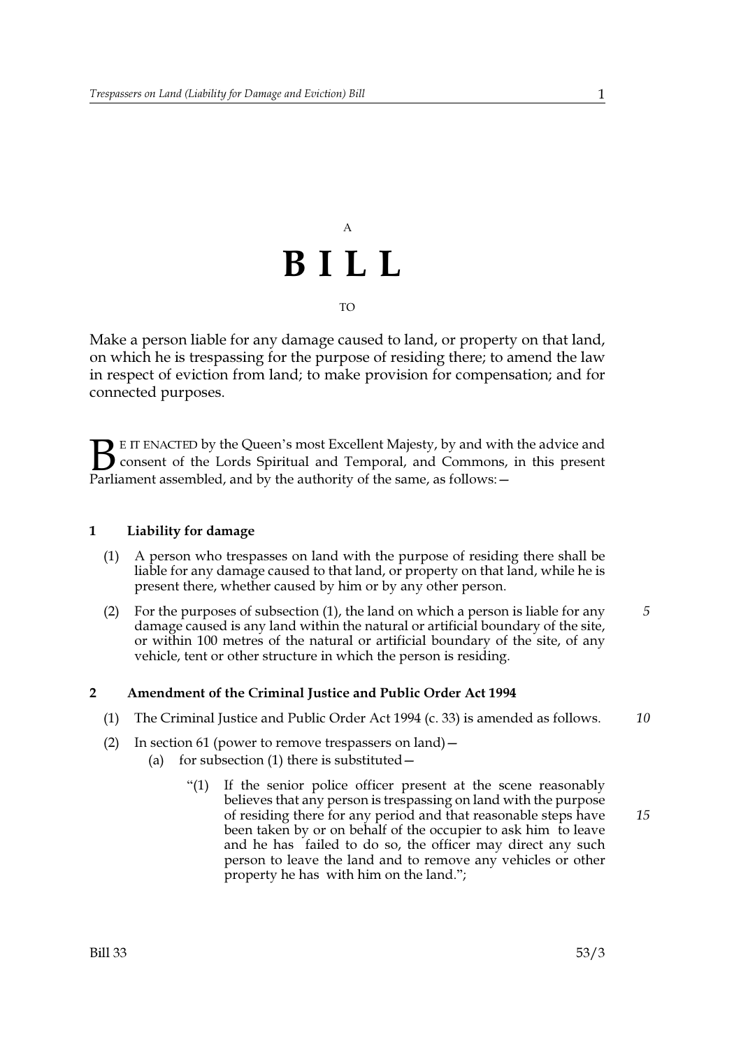A

# BILL

TO

Make a person liable for any damage caused to land, or property on that land, on which he is trespassing for the purpose of residing there; to amend the law in respect of eviction from land; to make provision for compensation; and for connected purposes.

BE IT ENACTED by the Queen's most Excellent Majesty, by and with the advice and consent of the Lords Spiritual and Temporal, and Commons, in this present Parliament assembled, and by the authority of the same, as follows:—

**1 Liability for damage**

(1) A person who trespasses on land with the purpose of residing there shall be liable for any damage caused to that land, or property on that land, while he is present there, whether caused by him or by any other person.

(2) For the purposes of subsection (1), the land on which a person is liable for any damage caused is any land within the natural or artificial boundary of the site, or within 100 metres of the natural or artificial boundary of the site, of any vehicle, tent or other structure in which the person is residing.

**2 Amendment of the Criminal Justice and Public Order Act 1994**

(1) The Criminal Justice and Public Order Act 1994 (c. 33) is amended as follows.

(2) In section 61 (power to remove trespassers on land)—

(a) for subsection (1) there is substituted—

"(1) If the senior police officer present at the scene reasonably believes that any person is trespassing on land with the purpose of residing there for any period and that reasonable steps have been taken by or on behalf of the occupier to ask him to leave and he has failed to do so, the officer may direct any such person to leave the land and to remove any vehicles or other property he has with him on the land.";

Bill 33 53/3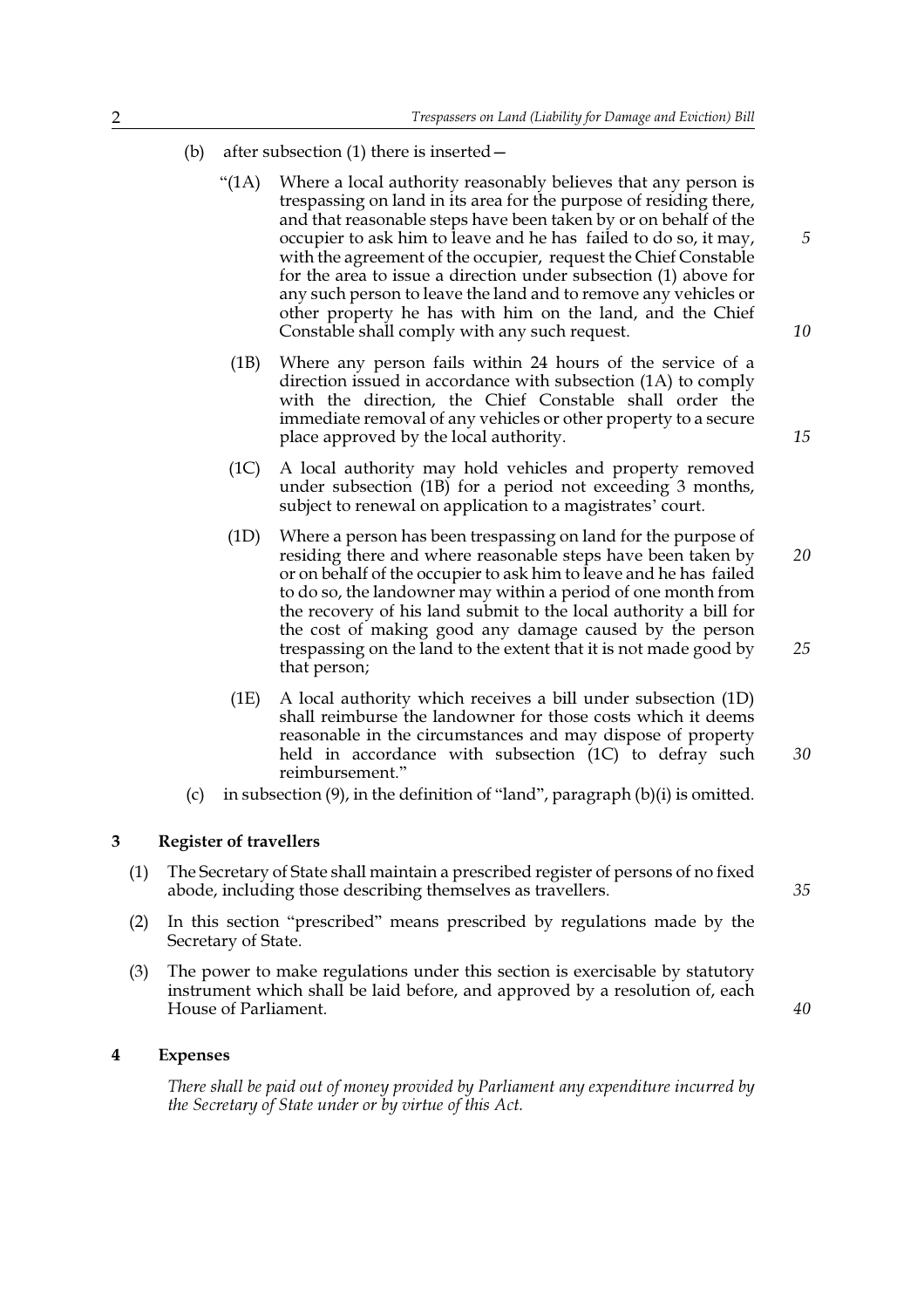(b) after subsection (1) there is inserted—

"(1A) Where a local authority reasonably believes that any person is trespassing on land in its area for the purpose of residing there, and that reasonable steps have been taken by or on behalf of the occupier to ask him to leave and he has failed to do so, it may, with the agreement of the occupier, request the Chief Constable for the area to issue a direction under subsection (1) above for any such person to leave the land and to remove any vehicles or other property he has with him on the land, and the Chief Constable shall comply with any such request.

(1B) Where any person fails within 24 hours of the service of a direction issued in accordance with subsection (1A) to comply with the direction, the Chief Constable shall order the immediate removal of any vehicles or other property to a secure place approved by the local authority.

(1C) A local authority may hold vehicles and property removed under subsection (1B) for a period not exceeding 3 months, subject to renewal on application to a magistrates' court.

(1D) Where a person has been trespassing on land for the purpose of residing there and where reasonable steps have been taken by or on behalf of the occupier to ask him to leave and he has failed to do so, the landowner may within a period of one month from the recovery of his land submit to the local authority a bill for the cost of making good any damage caused by the person trespassing on the land to the extent that it is not made good by that person;

(1E) A local authority which receives a bill under subsection (1D) shall reimburse the landowner for those costs which it deems reasonable in the circumstances and may dispose of property held in accordance with subsection (1C) to defray such reimbursement."

(c) in subsection (9), in the definition of "land", paragraph (b)(i) is omitted.

## 3 Register of travellers

(1) The Secretary of State shall maintain a prescribed register of persons of no fixed abode, including those describing themselves as travellers.

(2) In this section "prescribed" means prescribed by regulations made by the Secretary of State.

(3) The power to make regulations under this section is exercisable by statutory instrument which shall be laid before, and approved by a resolution of, each House of Parliament.

## 4 Expenses

*There shall be paid out of money provided by Parliament any expenditure incurred by the Secretary of State under or by virtue of this Act.*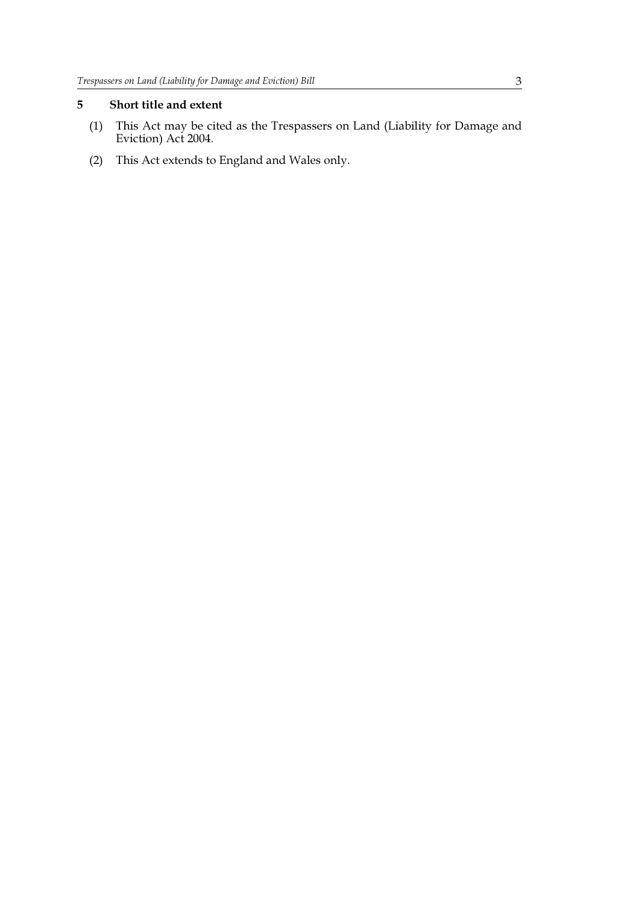## 5 Short title and extent

(1) This Act may be cited as the Trespassers on Land (Liability for Damage and Eviction) Act 2004.

(2) This Act extends to England and Wales only.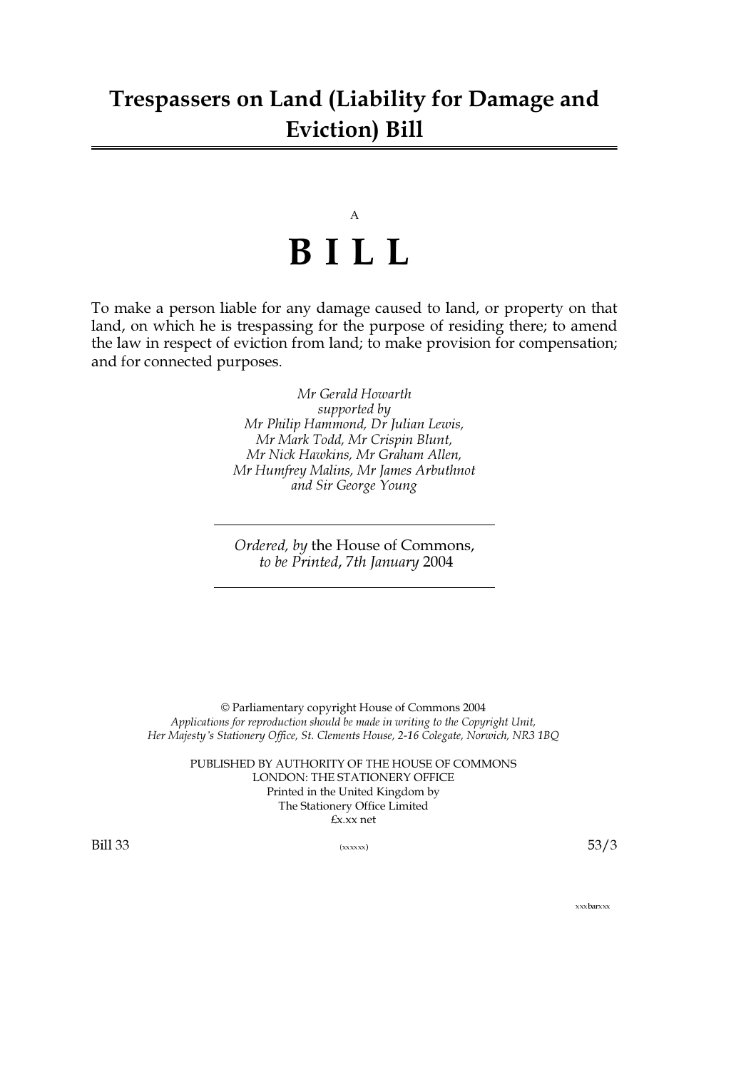# Trespassers on Land (Liability for Damage and Eviction) Bill

A

# B I L L

To make a person liable for any damage caused to land, or property on that land, on which he is trespassing for the purpose of residing there; to amend the law in respect of eviction from land; to make provision for compensation; and for connected purposes.

*Mr Gerald Howarth*
*supported by*
*Mr Philip Hammond, Dr Julian Lewis,*
*Mr Mark Todd, Mr Crispin Blunt,*
*Mr Nick Hawkins, Mr Graham Allen,*
*Mr Humfrey Malins, Mr James Arbuthnot*
*and Sir George Young*

---

*Ordered, by* the House of Commons, *to be Printed*, *7th January* 2004

---

© Parliamentary copyright House of Commons 2004
*Applications for reproduction should be made in writing to the Copyright Unit, Her Majesty's Stationery Office, St. Clements House, 2-16 Colegate, Norwich, NR3 1BQ*

PUBLISHED BY AUTHORITY OF THE HOUSE OF COMMONS
LONDON: THE STATIONERY OFFICE
Printed in the United Kingdom by
The Stationery Office Limited
£x.xx net

Bill 33 (xxxxxx) 53/3

xxxbarxxx